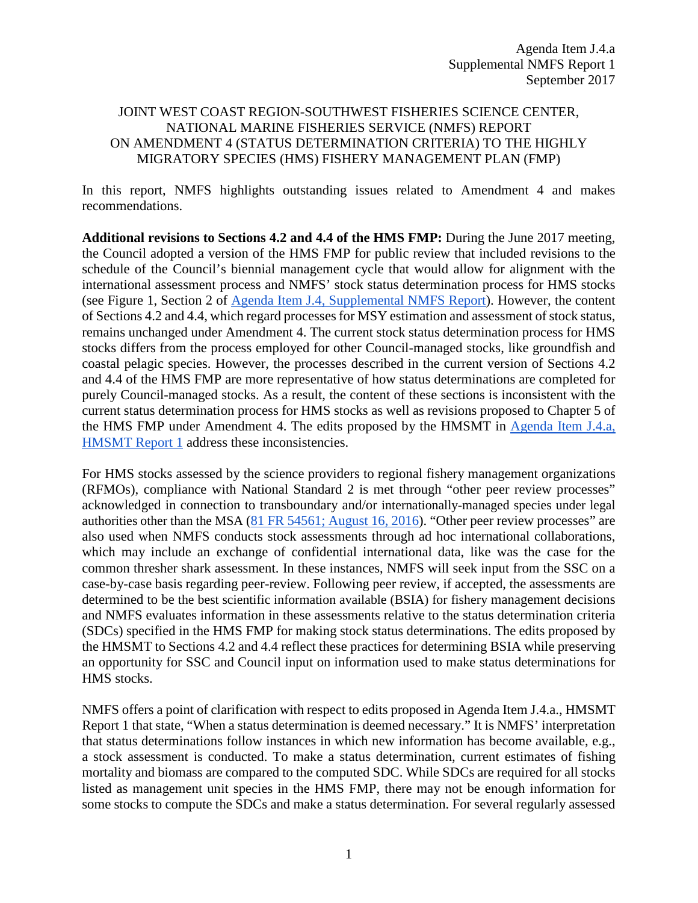Agenda Item J.4.a
Supplemental NMFS Report 1
September 2017

# JOINT WEST COAST REGION-SOUTHWEST FISHERIES SCIENCE CENTER, NATIONAL MARINE FISHERIES SERVICE (NMFS) REPORT ON AMENDMENT 4 (STATUS DETERMINATION CRITERIA) TO THE HIGHLY MIGRATORY SPECIES (HMS) FISHERY MANAGEMENT PLAN (FMP)

In this report, NMFS highlights outstanding issues related to Amendment 4 and makes recommendations.

**Additional revisions to Sections 4.2 and 4.4 of the HMS FMP:** During the June 2017 meeting, the Council adopted a version of the HMS FMP for public review that included revisions to the schedule of the Council's biennial management cycle that would allow for alignment with the international assessment process and NMFS' stock status determination process for HMS stocks (see Figure 1, Section 2 of Agenda Item J.4, Supplemental NMFS Report). However, the content of Sections 4.2 and 4.4, which regard processes for MSY estimation and assessment of stock status, remains unchanged under Amendment 4. The current stock status determination process for HMS stocks differs from the process employed for other Council-managed stocks, like groundfish and coastal pelagic species. However, the processes described in the current version of Sections 4.2 and 4.4 of the HMS FMP are more representative of how status determinations are completed for purely Council-managed stocks. As a result, the content of these sections is inconsistent with the current status determination process for HMS stocks as well as revisions proposed to Chapter 5 of the HMS FMP under Amendment 4. The edits proposed by the HMSMT in Agenda Item J.4.a, HMSMT Report 1 address these inconsistencies.

For HMS stocks assessed by the science providers to regional fishery management organizations (RFMOs), compliance with National Standard 2 is met through "other peer review processes" acknowledged in connection to transboundary and/or internationally-managed species under legal authorities other than the MSA (81 FR 54561; August 16, 2016). "Other peer review processes" are also used when NMFS conducts stock assessments through ad hoc international collaborations, which may include an exchange of confidential international data, like was the case for the common thresher shark assessment. In these instances, NMFS will seek input from the SSC on a case-by-case basis regarding peer-review. Following peer review, if accepted, the assessments are determined to be the best scientific information available (BSIA) for fishery management decisions and NMFS evaluates information in these assessments relative to the status determination criteria (SDCs) specified in the HMS FMP for making stock status determinations. The edits proposed by the HMSMT to Sections 4.2 and 4.4 reflect these practices for determining BSIA while preserving an opportunity for SSC and Council input on information used to make status determinations for HMS stocks.

NMFS offers a point of clarification with respect to edits proposed in Agenda Item J.4.a., HMSMT Report 1 that state, "When a status determination is deemed necessary." It is NMFS' interpretation that status determinations follow instances in which new information has become available, e.g., a stock assessment is conducted. To make a status determination, current estimates of fishing mortality and biomass are compared to the computed SDC. While SDCs are required for all stocks listed as management unit species in the HMS FMP, there may not be enough information for some stocks to compute the SDCs and make a status determination. For several regularly assessed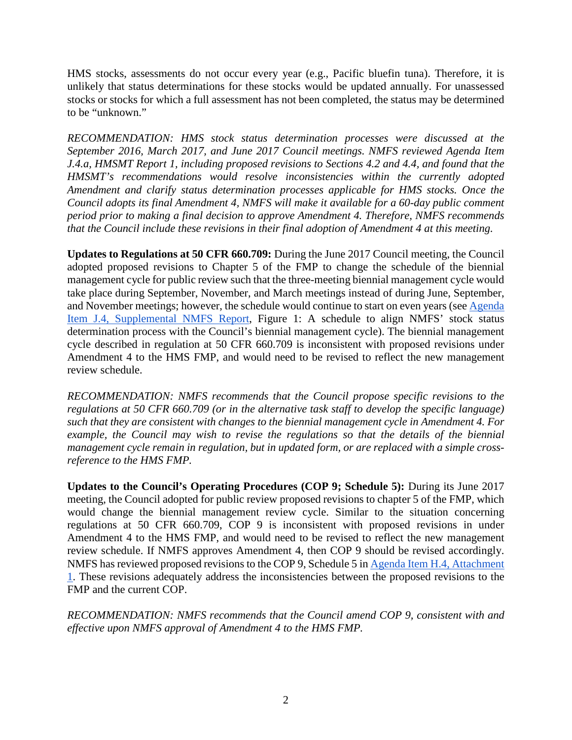HMS stocks, assessments do not occur every year (e.g., Pacific bluefin tuna). Therefore, it is unlikely that status determinations for these stocks would be updated annually. For unassessed stocks or stocks for which a full assessment has not been completed, the status may be determined to be "unknown."

*RECOMMENDATION: HMS stock status determination processes were discussed at the September 2016, March 2017, and June 2017 Council meetings. NMFS reviewed Agenda Item J.4.a, HMSMT Report 1, including proposed revisions to Sections 4.2 and 4.4, and found that the HMSMT's recommendations would resolve inconsistencies within the currently adopted Amendment and clarify status determination processes applicable for HMS stocks. Once the Council adopts its final Amendment 4, NMFS will make it available for a 60-day public comment period prior to making a final decision to approve Amendment 4. Therefore, NMFS recommends that the Council include these revisions in their final adoption of Amendment 4 at this meeting.*

**Updates to Regulations at 50 CFR 660.709:** During the June 2017 Council meeting, the Council adopted proposed revisions to Chapter 5 of the FMP to change the schedule of the biennial management cycle for public review such that the three-meeting biennial management cycle would take place during September, November, and March meetings instead of during June, September, and November meetings; however, the schedule would continue to start on even years (see [Agenda Item J.4, Supplemental NMFS Report](), Figure 1: A schedule to align NMFS' stock status determination process with the Council's biennial management cycle). The biennial management cycle described in regulation at 50 CFR 660.709 is inconsistent with proposed revisions under Amendment 4 to the HMS FMP, and would need to be revised to reflect the new management review schedule.

*RECOMMENDATION: NMFS recommends that the Council propose specific revisions to the regulations at 50 CFR 660.709 (or in the alternative task staff to develop the specific language) such that they are consistent with changes to the biennial management cycle in Amendment 4. For example, the Council may wish to revise the regulations so that the details of the biennial management cycle remain in regulation, but in updated form, or are replaced with a simple cross-reference to the HMS FMP.*

**Updates to the Council's Operating Procedures (COP 9; Schedule 5):** During its June 2017 meeting, the Council adopted for public review proposed revisions to chapter 5 of the FMP, which would change the biennial management review cycle. Similar to the situation concerning regulations at 50 CFR 660.709, COP 9 is inconsistent with proposed revisions in under Amendment 4 to the HMS FMP, and would need to be revised to reflect the new management review schedule. If NMFS approves Amendment 4, then COP 9 should be revised accordingly. NMFS has reviewed proposed revisions to the COP 9, Schedule 5 in [Agenda Item H.4, Attachment 1](). These revisions adequately address the inconsistencies between the proposed revisions to the FMP and the current COP.

*RECOMMENDATION: NMFS recommends that the Council amend COP 9, consistent with and effective upon NMFS approval of Amendment 4 to the HMS FMP.*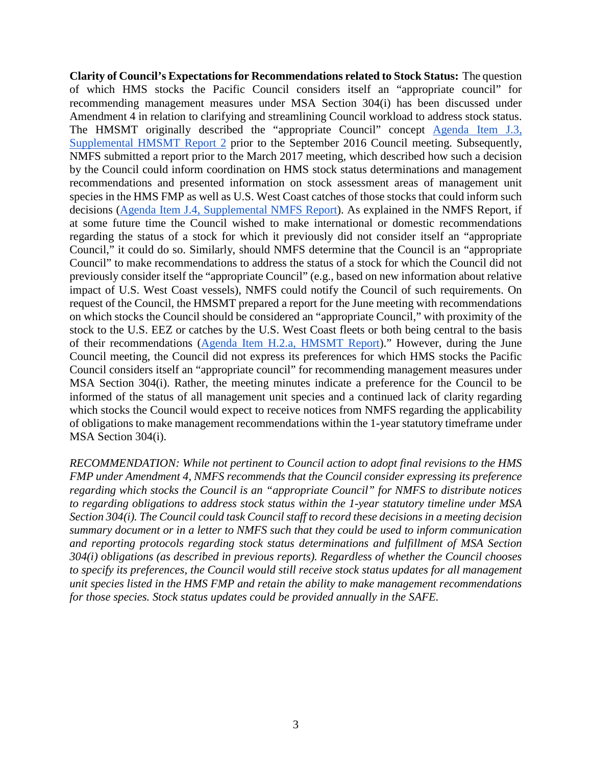**Clarity of Council's Expectations for Recommendations related to Stock Status:** The question of which HMS stocks the Pacific Council considers itself an "appropriate council" for recommending management measures under MSA Section 304(i) has been discussed under Amendment 4 in relation to clarifying and streamlining Council workload to address stock status. The HMSMT originally described the "appropriate Council" concept Agenda Item J.3, Supplemental HMSMT Report 2 prior to the September 2016 Council meeting. Subsequently, NMFS submitted a report prior to the March 2017 meeting, which described how such a decision by the Council could inform coordination on HMS stock status determinations and management recommendations and presented information on stock assessment areas of management unit species in the HMS FMP as well as U.S. West Coast catches of those stocks that could inform such decisions (Agenda Item J.4, Supplemental NMFS Report). As explained in the NMFS Report, if at some future time the Council wished to make international or domestic recommendations regarding the status of a stock for which it previously did not consider itself an "appropriate Council," it could do so. Similarly, should NMFS determine that the Council is an "appropriate Council" to make recommendations to address the status of a stock for which the Council did not previously consider itself the "appropriate Council" (e.g., based on new information about relative impact of U.S. West Coast vessels), NMFS could notify the Council of such requirements. On request of the Council, the HMSMT prepared a report for the June meeting with recommendations on which stocks the Council should be considered an "appropriate Council," with proximity of the stock to the U.S. EEZ or catches by the U.S. West Coast fleets or both being central to the basis of their recommendations (Agenda Item H.2.a, HMSMT Report)." However, during the June Council meeting, the Council did not express its preferences for which HMS stocks the Pacific Council considers itself an "appropriate council" for recommending management measures under MSA Section 304(i). Rather, the meeting minutes indicate a preference for the Council to be informed of the status of all management unit species and a continued lack of clarity regarding which stocks the Council would expect to receive notices from NMFS regarding the applicability of obligations to make management recommendations within the 1-year statutory timeframe under MSA Section 304(i).

*RECOMMENDATION: While not pertinent to Council action to adopt final revisions to the HMS FMP under Amendment 4, NMFS recommends that the Council consider expressing its preference regarding which stocks the Council is an "appropriate Council" for NMFS to distribute notices to regarding obligations to address stock status within the 1-year statutory timeline under MSA Section 304(i). The Council could task Council staff to record these decisions in a meeting decision summary document or in a letter to NMFS such that they could be used to inform communication and reporting protocols regarding stock status determinations and fulfillment of MSA Section 304(i) obligations (as described in previous reports). Regardless of whether the Council chooses to specify its preferences, the Council would still receive stock status updates for all management unit species listed in the HMS FMP and retain the ability to make management recommendations for those species. Stock status updates could be provided annually in the SAFE.*